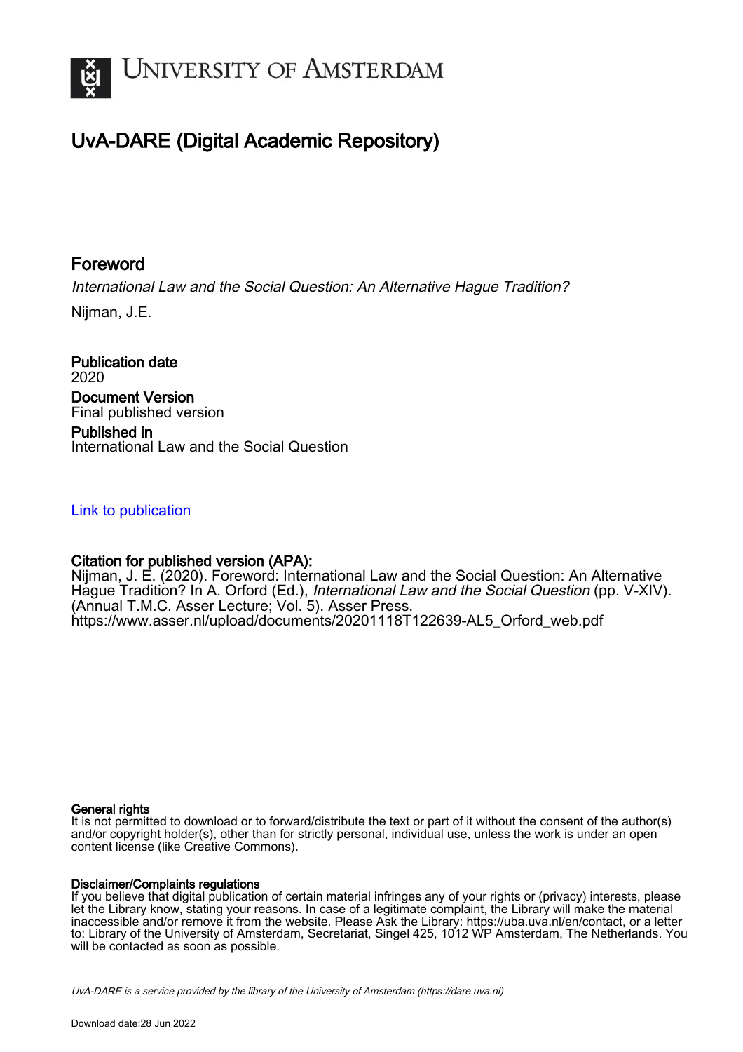UNIVERSITY OF AMSTERDAM

# UvA-DARE (Digital Academic Repository)

## Foreword

*International Law and the Social Question: An Alternative Hague Tradition?*

Nijman, J.E.

**Publication date**
2020

**Document Version**
Final published version

**Published in**
International Law and the Social Question

Link to publication

**Citation for published version (APA):**
Nijman, J. E. (2020). Foreword: International Law and the Social Question: An Alternative Hague Tradition? In A. Orford (Ed.), *International Law and the Social Question* (pp. V-XIV). (Annual T.M.C. Asser Lecture; Vol. 5). Asser Press. https://www.asser.nl/upload/documents/20201118T122639-AL5_Orford_web.pdf

**General rights**
It is not permitted to download or to forward/distribute the text or part of it without the consent of the author(s) and/or copyright holder(s), other than for strictly personal, individual use, unless the work is under an open content license (like Creative Commons).

**Disclaimer/Complaints regulations**
If you believe that digital publication of certain material infringes any of your rights or (privacy) interests, please let the Library know, stating your reasons. In case of a legitimate complaint, the Library will make the material inaccessible and/or remove it from the website. Please Ask the Library: https://uba.uva.nl/en/contact, or a letter to: Library of the University of Amsterdam, Secretariat, Singel 425, 1012 WP Amsterdam, The Netherlands. You will be contacted as soon as possible.

UvA-DARE is a service provided by the library of the University of Amsterdam (https://dare.uva.nl)

Download date:28 Jun 2022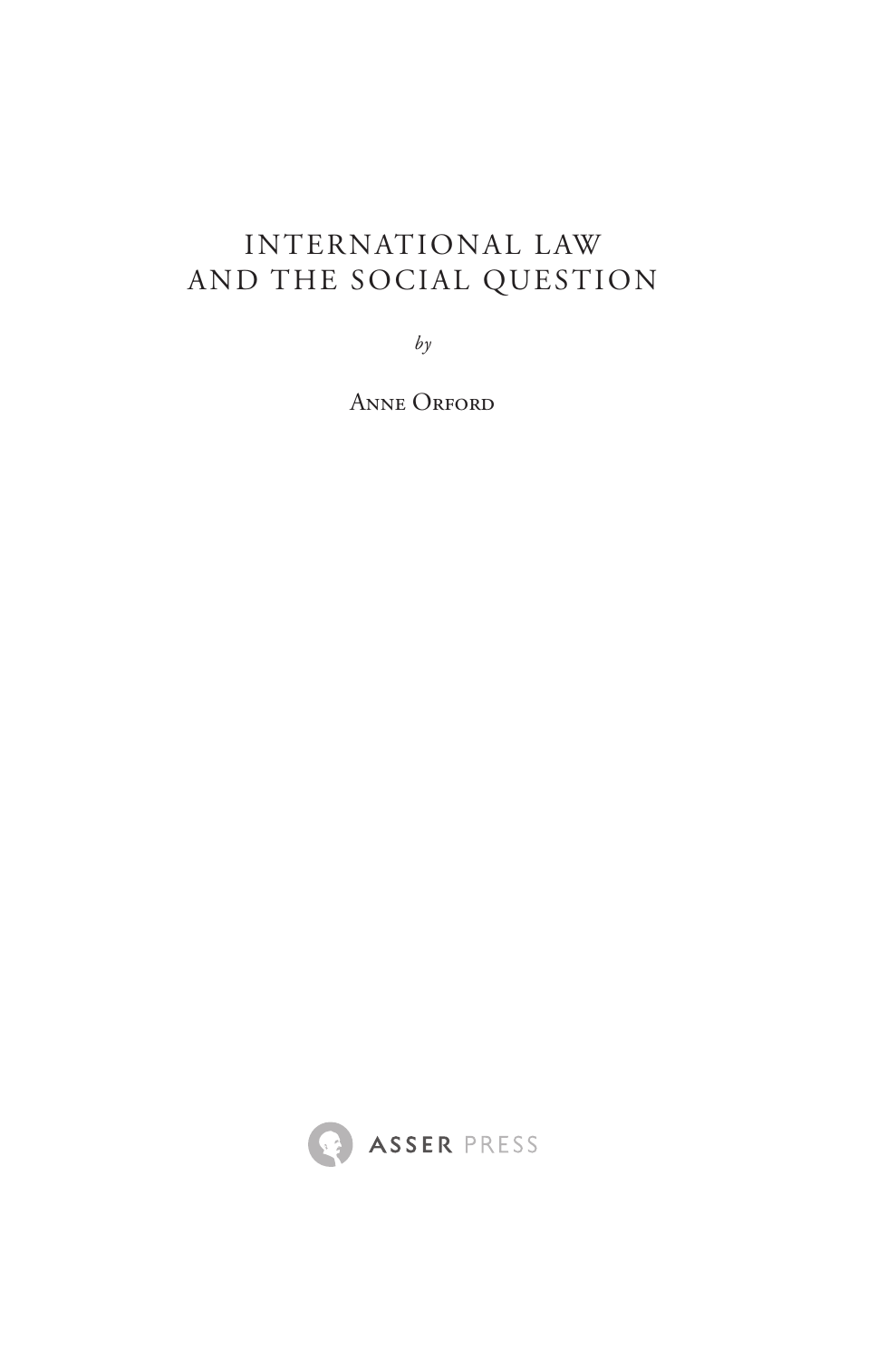# INTERNATIONAL LAW AND THE SOCIAL QUESTION

*by*

Anne Orford

ASSER PRESS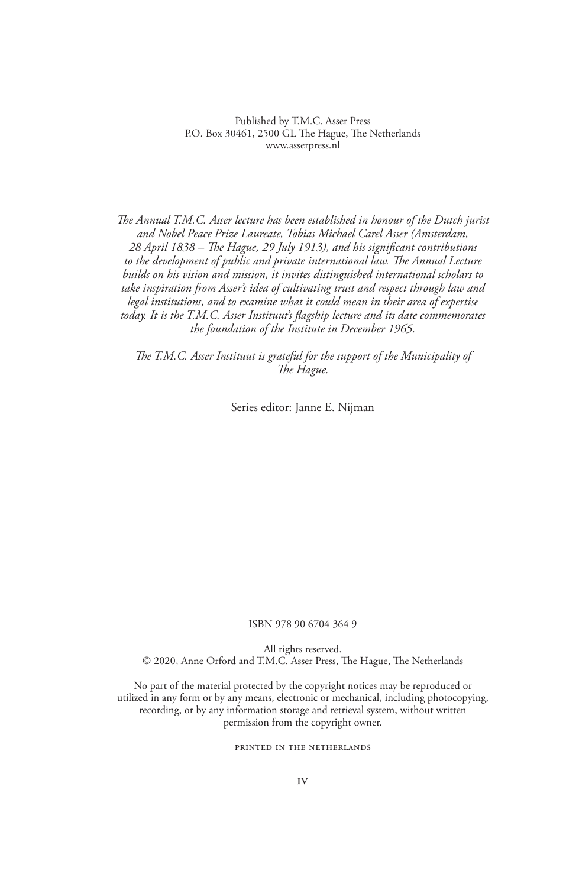Published by T.M.C. Asser Press
P.O. Box 30461, 2500 GL The Hague, The Netherlands
www.asserpress.nl

*The Annual T.M.C. Asser lecture has been established in honour of the Dutch jurist and Nobel Peace Prize Laureate, Tobias Michael Carel Asser (Amsterdam, 28 April 1838 – The Hague, 29 July 1913), and his significant contributions to the development of public and private international law. The Annual Lecture builds on his vision and mission, it invites distinguished international scholars to take inspiration from Asser's idea of cultivating trust and respect through law and legal institutions, and to examine what it could mean in their area of expertise today. It is the T.M.C. Asser Instituut's flagship lecture and its date commemorates the foundation of the Institute in December 1965.*

*The T.M.C. Asser Instituut is grateful for the support of the Municipality of The Hague.*

Series editor: Janne E. Nijman

ISBN 978 90 6704 364 9

All rights reserved.
© 2020, Anne Orford and T.M.C. Asser Press, The Hague, The Netherlands

No part of the material protected by the copyright notices may be reproduced or utilized in any form or by any means, electronic or mechanical, including photocopying, recording, or by any information storage and retrieval system, without written permission from the copyright owner.

PRINTED IN THE NETHERLANDS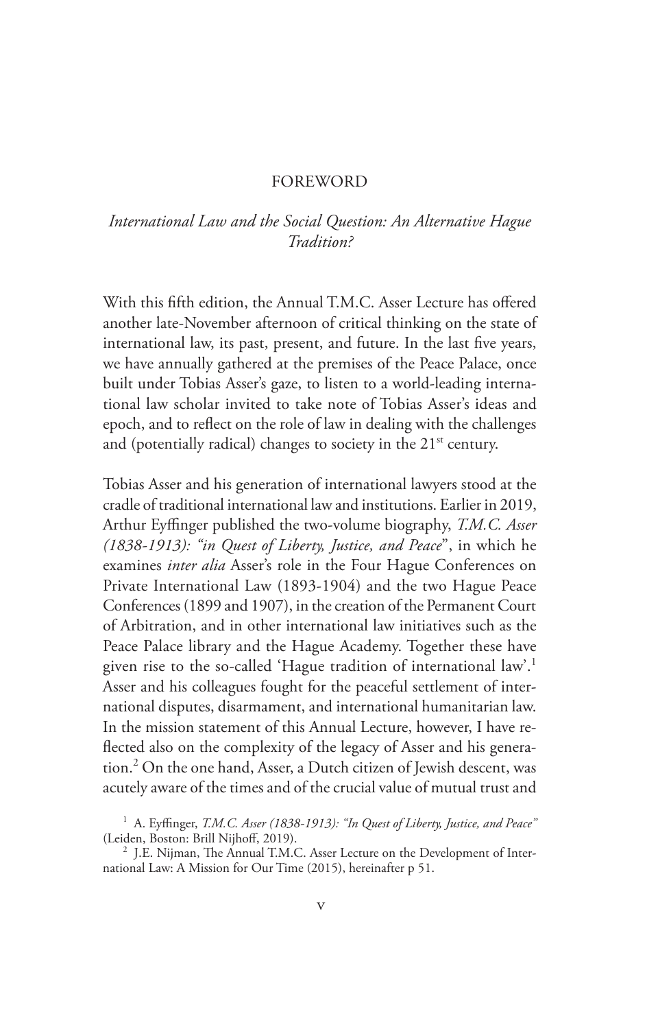# FOREWORD

## *International Law and the Social Question: An Alternative Hague Tradition?*

With this fifth edition, the Annual T.M.C. Asser Lecture has offered another late-November afternoon of critical thinking on the state of international law, its past, present, and future. In the last five years, we have annually gathered at the premises of the Peace Palace, once built under Tobias Asser's gaze, to listen to a world-leading international law scholar invited to take note of Tobias Asser's ideas and epoch, and to reflect on the role of law in dealing with the challenges and (potentially radical) changes to society in the 21st century.

Tobias Asser and his generation of international lawyers stood at the cradle of traditional international law and institutions. Earlier in 2019, Arthur Eyffinger published the two-volume biography, *T.M.C. Asser (1838-1913): "in Quest of Liberty, Justice, and Peace*", in which he examines *inter alia* Asser's role in the Four Hague Conferences on Private International Law (1893-1904) and the two Hague Peace Conferences (1899 and 1907), in the creation of the Permanent Court of Arbitration, and in other international law initiatives such as the Peace Palace library and the Hague Academy. Together these have given rise to the so-called 'Hague tradition of international law'.[1] Asser and his colleagues fought for the peaceful settlement of international disputes, disarmament, and international humanitarian law. In the mission statement of this Annual Lecture, however, I have reflected also on the complexity of the legacy of Asser and his generation.[2] On the one hand, Asser, a Dutch citizen of Jewish descent, was acutely aware of the times and of the crucial value of mutual trust and

---

[1] A. Eyffinger, *T.M.C. Asser (1838-1913): "In Quest of Liberty, Justice, and Peace"* (Leiden, Boston: Brill Nijhoff, 2019).

[2] J.E. Nijman, The Annual T.M.C. Asser Lecture on the Development of International Law: A Mission for Our Time (2015), hereinafter p 51.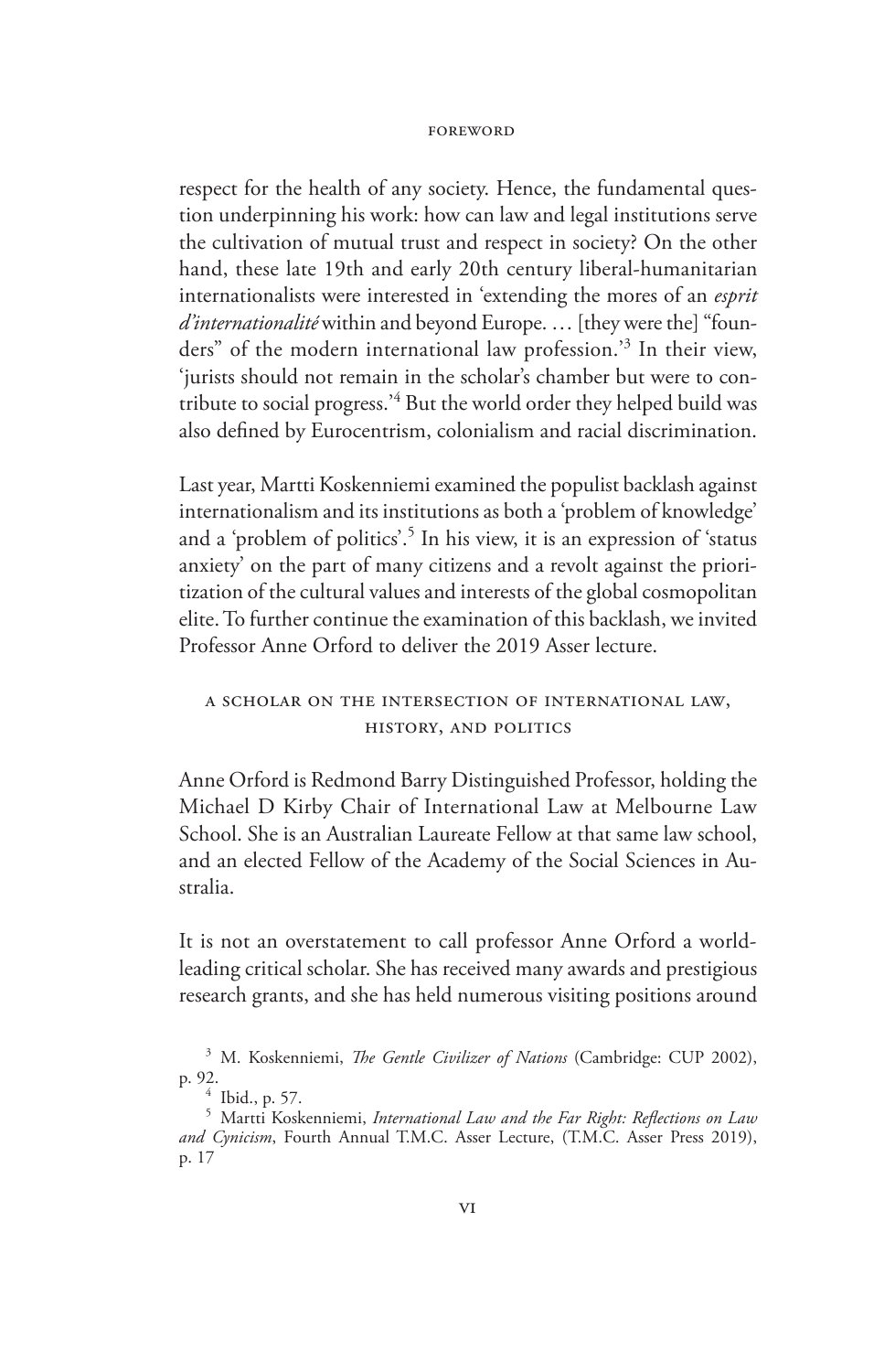respect for the health of any society. Hence, the fundamental question underpinning his work: how can law and legal institutions serve the cultivation of mutual trust and respect in society? On the other hand, these late 19th and early 20th century liberal-humanitarian internationalists were interested in 'extending the mores of an *esprit d'internationalité* within and beyond Europe. … [they were the] "founders" of the modern international law profession.'[3] In their view, 'jurists should not remain in the scholar's chamber but were to contribute to social progress.'[4] But the world order they helped build was also defined by Eurocentrism, colonialism and racial discrimination.

Last year, Martti Koskenniemi examined the populist backlash against internationalism and its institutions as both a 'problem of knowledge' and a 'problem of politics'.[5] In his view, it is an expression of 'status anxiety' on the part of many citizens and a revolt against the prioritization of the cultural values and interests of the global cosmopolitan elite. To further continue the examination of this backlash, we invited Professor Anne Orford to deliver the 2019 Asser lecture.

## A SCHOLAR ON THE INTERSECTION OF INTERNATIONAL LAW, HISTORY, AND POLITICS

Anne Orford is Redmond Barry Distinguished Professor, holding the Michael D Kirby Chair of International Law at Melbourne Law School. She is an Australian Laureate Fellow at that same law school, and an elected Fellow of the Academy of the Social Sciences in Australia.

It is not an overstatement to call professor Anne Orford a world-leading critical scholar. She has received many awards and prestigious research grants, and she has held numerous visiting positions around

[3] M. Koskenniemi, *The Gentle Civilizer of Nations* (Cambridge: CUP 2002), p. 92.

[4] Ibid., p. 57.

[5] Martti Koskenniemi, *International Law and the Far Right: Reflections on Law and Cynicism*, Fourth Annual T.M.C. Asser Lecture, (T.M.C. Asser Press 2019), p. 17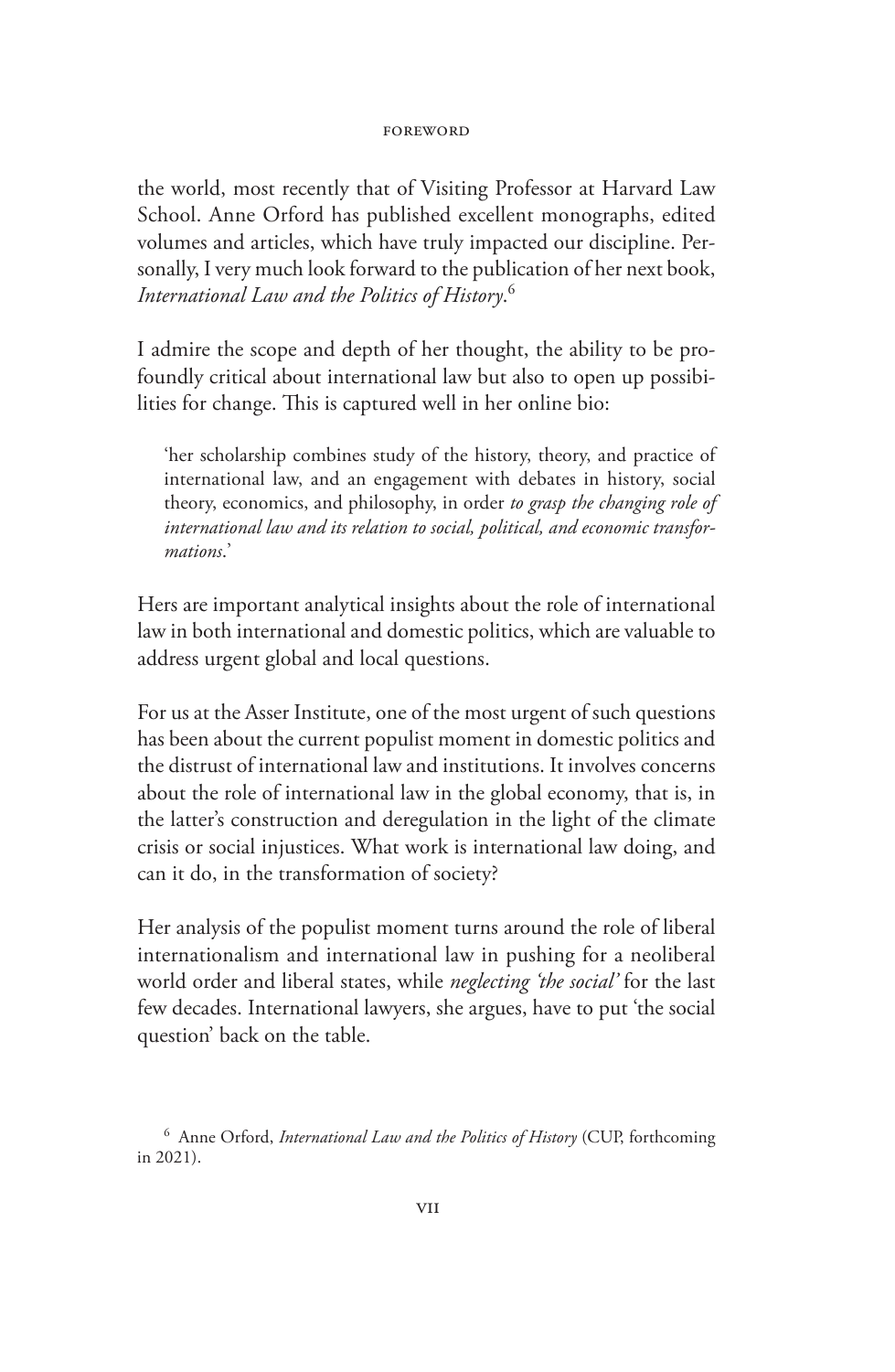the world, most recently that of Visiting Professor at Harvard Law School. Anne Orford has published excellent monographs, edited volumes and articles, which have truly impacted our discipline. Personally, I very much look forward to the publication of her next book, *International Law and the Politics of History*.[6]

I admire the scope and depth of her thought, the ability to be profoundly critical about international law but also to open up possibilities for change. This is captured well in her online bio:

> 'her scholarship combines study of the history, theory, and practice of international law, and an engagement with debates in history, social theory, economics, and philosophy, in order *to grasp the changing role of international law and its relation to social, political, and economic transformations*.'

Hers are important analytical insights about the role of international law in both international and domestic politics, which are valuable to address urgent global and local questions.

For us at the Asser Institute, one of the most urgent of such questions has been about the current populist moment in domestic politics and the distrust of international law and institutions. It involves concerns about the role of international law in the global economy, that is, in the latter's construction and deregulation in the light of the climate crisis or social injustices. What work is international law doing, and can it do, in the transformation of society?

Her analysis of the populist moment turns around the role of liberal internationalism and international law in pushing for a neoliberal world order and liberal states, while *neglecting 'the social'* for the last few decades. International lawyers, she argues, have to put 'the social question' back on the table.

[6] Anne Orford, *International Law and the Politics of History* (CUP, forthcoming in 2021).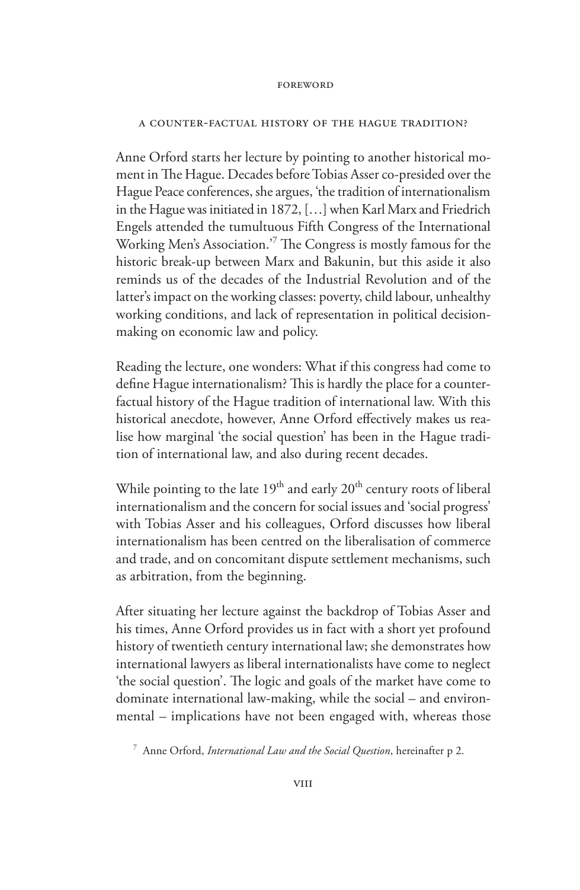## A COUNTER-FACTUAL HISTORY OF THE HAGUE TRADITION?

Anne Orford starts her lecture by pointing to another historical moment in The Hague. Decades before Tobias Asser co-presided over the Hague Peace conferences, she argues, 'the tradition of internationalism in the Hague was initiated in 1872, […] when Karl Marx and Friedrich Engels attended the tumultuous Fifth Congress of the International Working Men's Association.'[7] The Congress is mostly famous for the historic break-up between Marx and Bakunin, but this aside it also reminds us of the decades of the Industrial Revolution and of the latter's impact on the working classes: poverty, child labour, unhealthy working conditions, and lack of representation in political decision-making on economic law and policy.

Reading the lecture, one wonders: What if this congress had come to define Hague internationalism? This is hardly the place for a counter-factual history of the Hague tradition of international law. With this historical anecdote, however, Anne Orford effectively makes us realise how marginal 'the social question' has been in the Hague tradition of international law, and also during recent decades.

While pointing to the late 19th and early 20th century roots of liberal internationalism and the concern for social issues and 'social progress' with Tobias Asser and his colleagues, Orford discusses how liberal internationalism has been centred on the liberalisation of commerce and trade, and on concomitant dispute settlement mechanisms, such as arbitration, from the beginning.

After situating her lecture against the backdrop of Tobias Asser and his times, Anne Orford provides us in fact with a short yet profound history of twentieth century international law; she demonstrates how international lawyers as liberal internationalists have come to neglect 'the social question'. The logic and goals of the market have come to dominate international law-making, while the social – and environmental – implications have not been engaged with, whereas those

[7] Anne Orford, *International Law and the Social Question*, hereinafter p 2.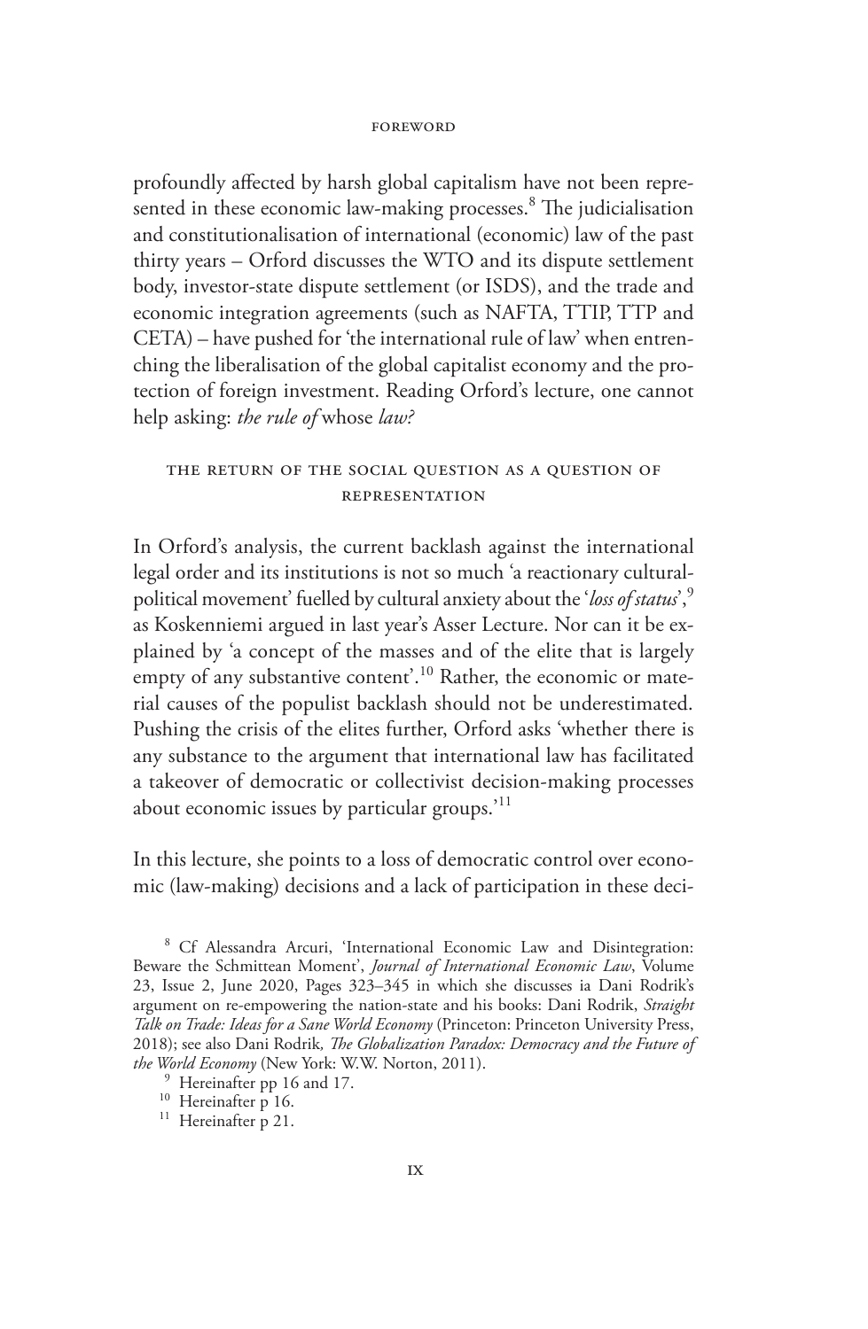profoundly affected by harsh global capitalism have not been represented in these economic law-making processes.[8] The judicialisation and constitutionalisation of international (economic) law of the past thirty years – Orford discusses the WTO and its dispute settlement body, investor-state dispute settlement (or ISDS), and the trade and economic integration agreements (such as NAFTA, TTIP, TTP and CETA) – have pushed for 'the international rule of law' when entrenching the liberalisation of the global capitalist economy and the protection of foreign investment. Reading Orford's lecture, one cannot help asking: *the rule of* whose *law?*

## The return of the social question as a question of representation

In Orford's analysis, the current backlash against the international legal order and its institutions is not so much 'a reactionary cultural-political movement' fuelled by cultural anxiety about the '*loss of status*',[9] as Koskenniemi argued in last year's Asser Lecture. Nor can it be explained by 'a concept of the masses and of the elite that is largely empty of any substantive content'.[10] Rather, the economic or material causes of the populist backlash should not be underestimated. Pushing the crisis of the elites further, Orford asks 'whether there is any substance to the argument that international law has facilitated a takeover of democratic or collectivist decision-making processes about economic issues by particular groups.'[11]

In this lecture, she points to a loss of democratic control over economic (law-making) decisions and a lack of participation in these deci-

---

[8] Cf Alessandra Arcuri, 'International Economic Law and Disintegration: Beware the Schmittean Moment', *Journal of International Economic Law*, Volume 23, Issue 2, June 2020, Pages 323–345 in which she discusses ia Dani Rodrik's argument on re-empowering the nation-state and his books: Dani Rodrik, *Straight Talk on Trade: Ideas for a Sane World Economy* (Princeton: Princeton University Press, 2018); see also Dani Rodrik*, The Globalization Paradox: Democracy and the Future of the World Economy* (New York: W.W. Norton, 2011).

[9] Hereinafter pp 16 and 17.

[10] Hereinafter p 16.

[11] Hereinafter p 21.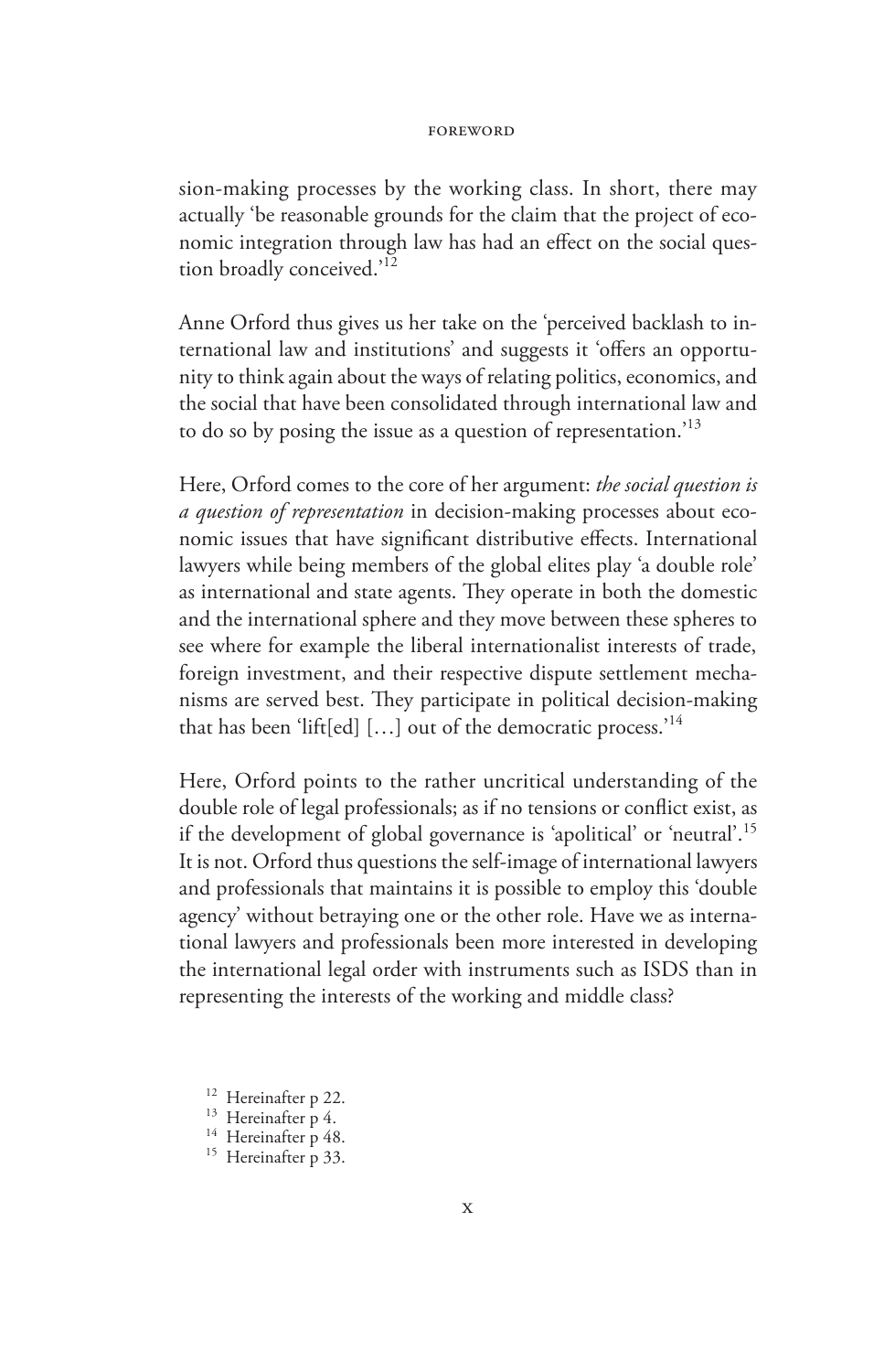sion-making processes by the working class. In short, there may actually 'be reasonable grounds for the claim that the project of economic integration through law has had an effect on the social question broadly conceived.'[12]

Anne Orford thus gives us her take on the 'perceived backlash to international law and institutions' and suggests it 'offers an opportunity to think again about the ways of relating politics, economics, and the social that have been consolidated through international law and to do so by posing the issue as a question of representation.'[13]

Here, Orford comes to the core of her argument: *the social question is a question of representation* in decision-making processes about economic issues that have significant distributive effects. International lawyers while being members of the global elites play 'a double role' as international and state agents. They operate in both the domestic and the international sphere and they move between these spheres to see where for example the liberal internationalist interests of trade, foreign investment, and their respective dispute settlement mechanisms are served best. They participate in political decision-making that has been 'lift[ed] […] out of the democratic process.'[14]

Here, Orford points to the rather uncritical understanding of the double role of legal professionals; as if no tensions or conflict exist, as if the development of global governance is 'apolitical' or 'neutral'.[15] It is not. Orford thus questions the self-image of international lawyers and professionals that maintains it is possible to employ this 'double agency' without betraying one or the other role. Have we as international lawyers and professionals been more interested in developing the international legal order with instruments such as ISDS than in representing the interests of the working and middle class?

[12] Hereinafter p 22.
[13] Hereinafter p 4.
[14] Hereinafter p 48.
[15] Hereinafter p 33.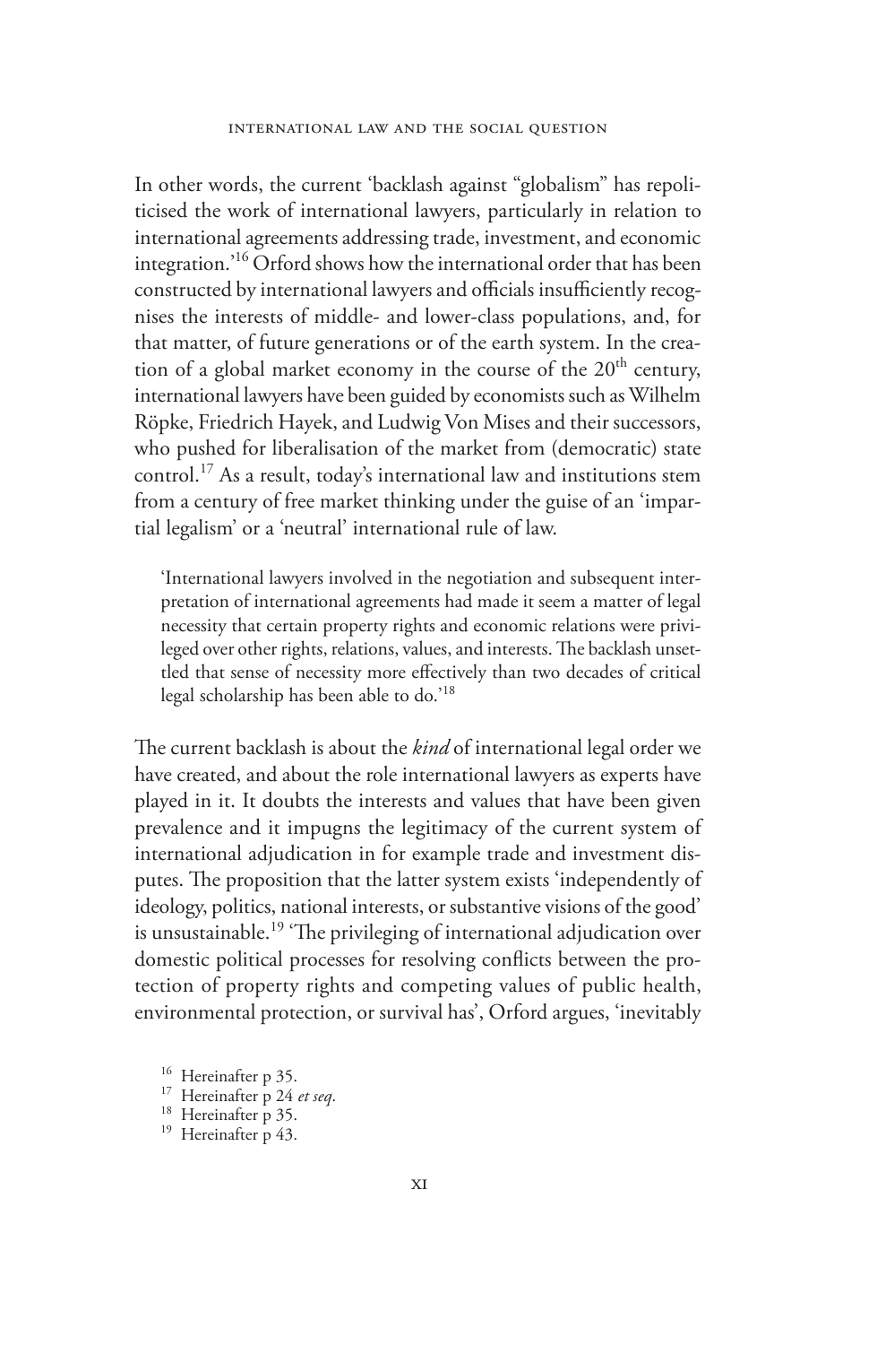In other words, the current 'backlash against "globalism" has repoliticised the work of international lawyers, particularly in relation to international agreements addressing trade, investment, and economic integration.'[16] Orford shows how the international order that has been constructed by international lawyers and officials insufficiently recognises the interests of middle- and lower-class populations, and, for that matter, of future generations or of the earth system. In the creation of a global market economy in the course of the 20th century, international lawyers have been guided by economists such as Wilhelm Röpke, Friedrich Hayek, and Ludwig Von Mises and their successors, who pushed for liberalisation of the market from (democratic) state control.[17] As a result, today's international law and institutions stem from a century of free market thinking under the guise of an 'impartial legalism' or a 'neutral' international rule of law.

> 'International lawyers involved in the negotiation and subsequent interpretation of international agreements had made it seem a matter of legal necessity that certain property rights and economic relations were privileged over other rights, relations, values, and interests. The backlash unsettled that sense of necessity more effectively than two decades of critical legal scholarship has been able to do.'[18]

The current backlash is about the *kind* of international legal order we have created, and about the role international lawyers as experts have played in it. It doubts the interests and values that have been given prevalence and it impugns the legitimacy of the current system of international adjudication in for example trade and investment disputes. The proposition that the latter system exists 'independently of ideology, politics, national interests, or substantive visions of the good' is unsustainable.[19] 'The privileging of international adjudication over domestic political processes for resolving conflicts between the protection of property rights and competing values of public health, environmental protection, or survival has', Orford argues, 'inevitably

[16] Hereinafter p 35.

[17] Hereinafter p 24 *et seq*.

[18] Hereinafter p 35.

[19] Hereinafter p 43.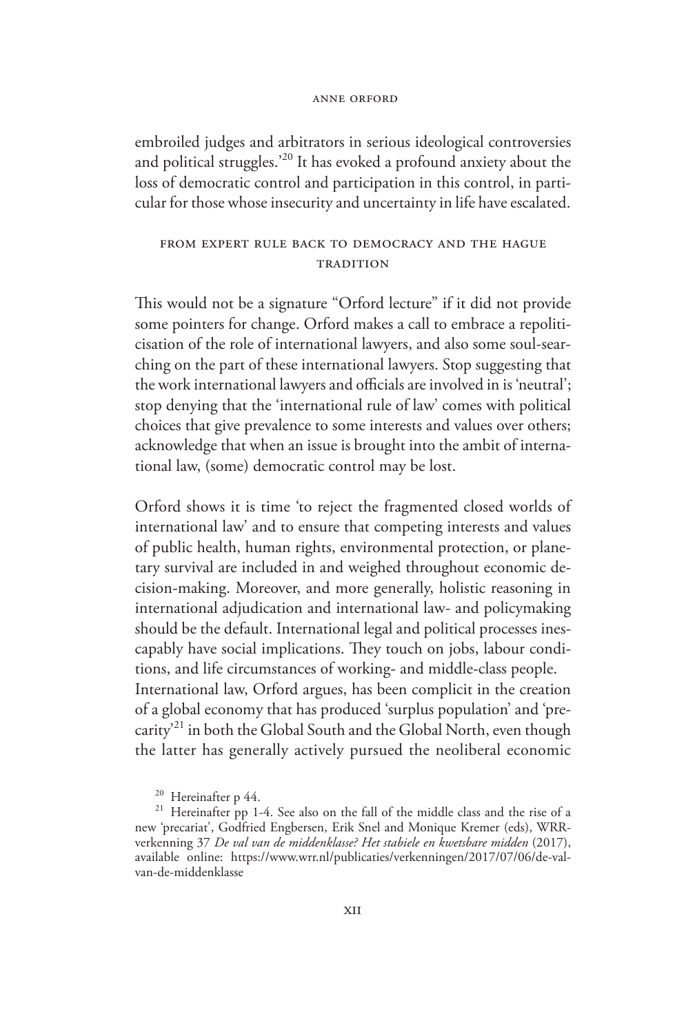embroiled judges and arbitrators in serious ideological controversies and political struggles.'[20] It has evoked a profound anxiety about the loss of democratic control and participation in this control, in particular for those whose insecurity and uncertainty in life have escalated.

## From expert rule back to democracy and the Hague tradition

This would not be a signature "Orford lecture" if it did not provide some pointers for change. Orford makes a call to embrace a repoliticisation of the role of international lawyers, and also some soul-searching on the part of these international lawyers. Stop suggesting that the work international lawyers and officials are involved in is 'neutral'; stop denying that the 'international rule of law' comes with political choices that give prevalence to some interests and values over others; acknowledge that when an issue is brought into the ambit of international law, (some) democratic control may be lost.

Orford shows it is time 'to reject the fragmented closed worlds of international law' and to ensure that competing interests and values of public health, human rights, environmental protection, or planetary survival are included in and weighed throughout economic decision-making. Moreover, and more generally, holistic reasoning in international adjudication and international law- and policymaking should be the default. International legal and political processes inescapably have social implications. They touch on jobs, labour conditions, and life circumstances of working- and middle-class people.
International law, Orford argues, has been complicit in the creation of a global economy that has produced 'surplus population' and 'precarity'[21] in both the Global South and the Global North, even though the latter has generally actively pursued the neoliberal economic

[20] Hereinafter p 44.

[21] Hereinafter pp 1-4. See also on the fall of the middle class and the rise of a new 'precariat', Godfried Engbersen, Erik Snel and Monique Kremer (eds), WRR-verkenning 37 *De val van de middenklasse? Het stabiele en kwetsbare midden* (2017), available online: https://www.wrr.nl/publicaties/verkenningen/2017/07/06/de-val-van-de-middenklasse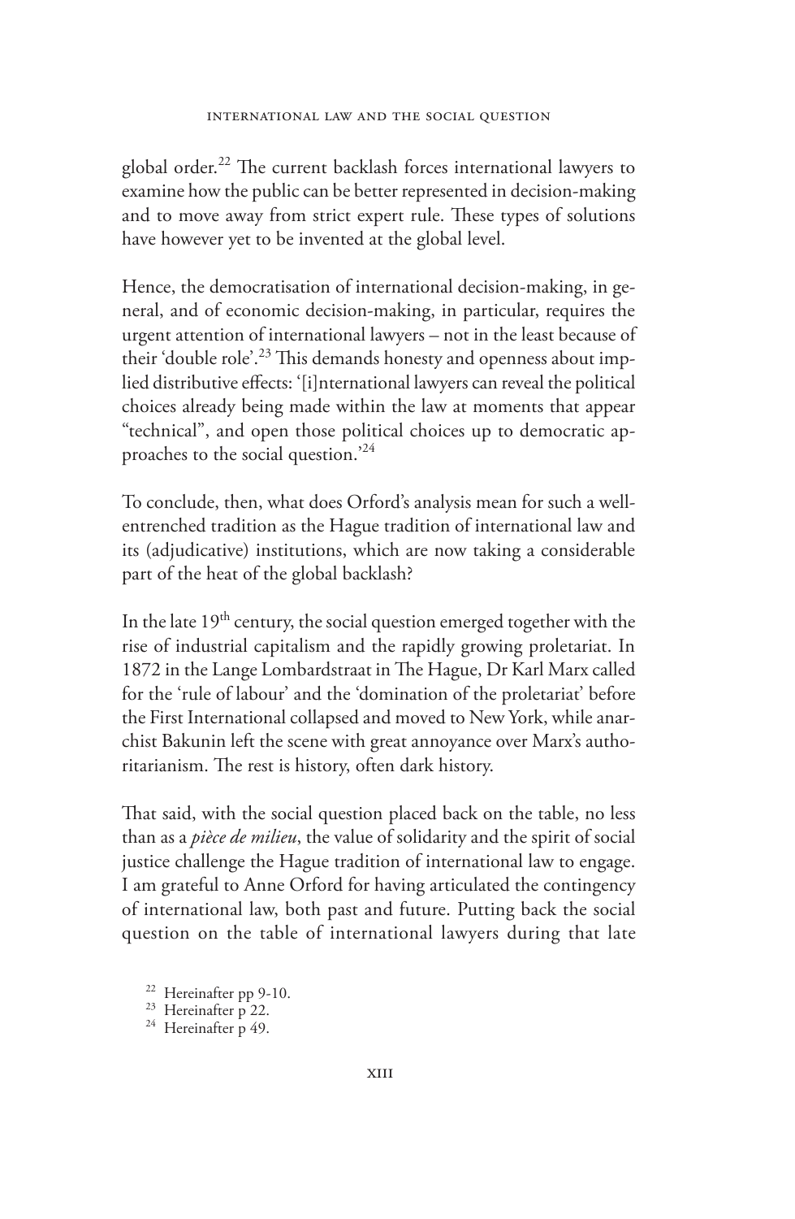global order.[22] The current backlash forces international lawyers to examine how the public can be better represented in decision-making and to move away from strict expert rule. These types of solutions have however yet to be invented at the global level.

Hence, the democratisation of international decision-making, in general, and of economic decision-making, in particular, requires the urgent attention of international lawyers – not in the least because of their 'double role'.[23] This demands honesty and openness about implied distributive effects: '[i]nternational lawyers can reveal the political choices already being made within the law at moments that appear "technical", and open those political choices up to democratic approaches to the social question.'[24]

To conclude, then, what does Orford's analysis mean for such a well-entrenched tradition as the Hague tradition of international law and its (adjudicative) institutions, which are now taking a considerable part of the heat of the global backlash?

In the late 19th century, the social question emerged together with the rise of industrial capitalism and the rapidly growing proletariat. In 1872 in the Lange Lombardstraat in The Hague, Dr Karl Marx called for the 'rule of labour' and the 'domination of the proletariat' before the First International collapsed and moved to New York, while anarchist Bakunin left the scene with great annoyance over Marx's authoritarianism. The rest is history, often dark history.

That said, with the social question placed back on the table, no less than as a *pièce de milieu*, the value of solidarity and the spirit of social justice challenge the Hague tradition of international law to engage. I am grateful to Anne Orford for having articulated the contingency of international law, both past and future. Putting back the social question on the table of international lawyers during that late

[22] Hereinafter pp 9-10.

[23] Hereinafter p 22.

[24] Hereinafter p 49.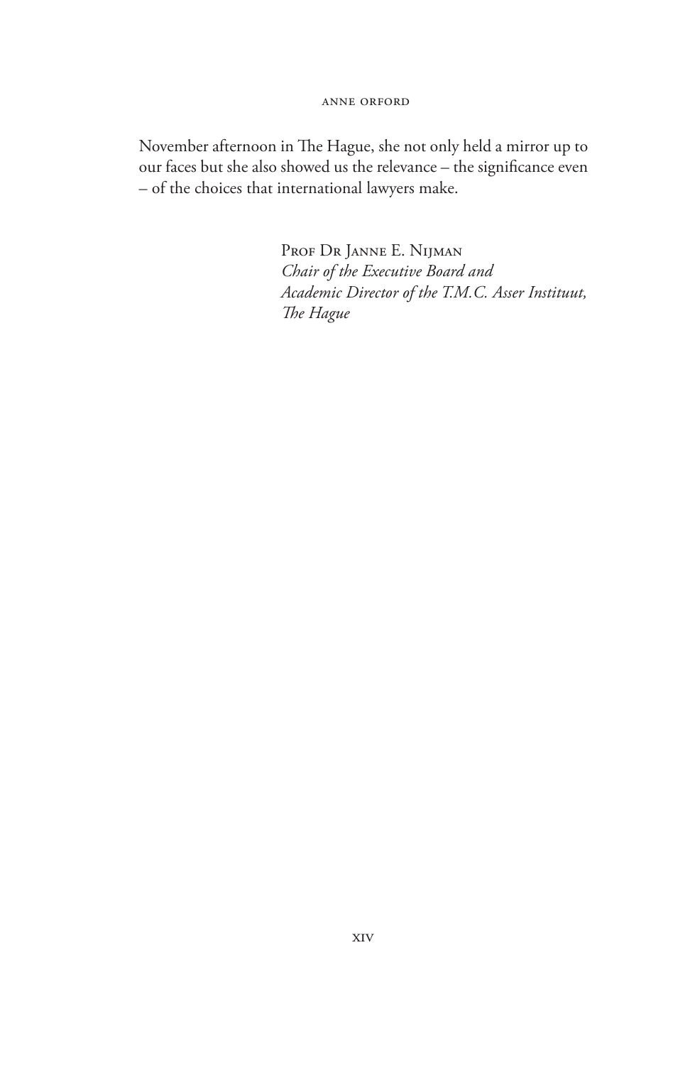November afternoon in The Hague, she not only held a mirror up to our faces but she also showed us the relevance – the significance even – of the choices that international lawyers make.

Prof Dr Janne E. Nijman
*Chair of the Executive Board and*
*Academic Director of the T.M.C. Asser Instituut,*
*The Hague*